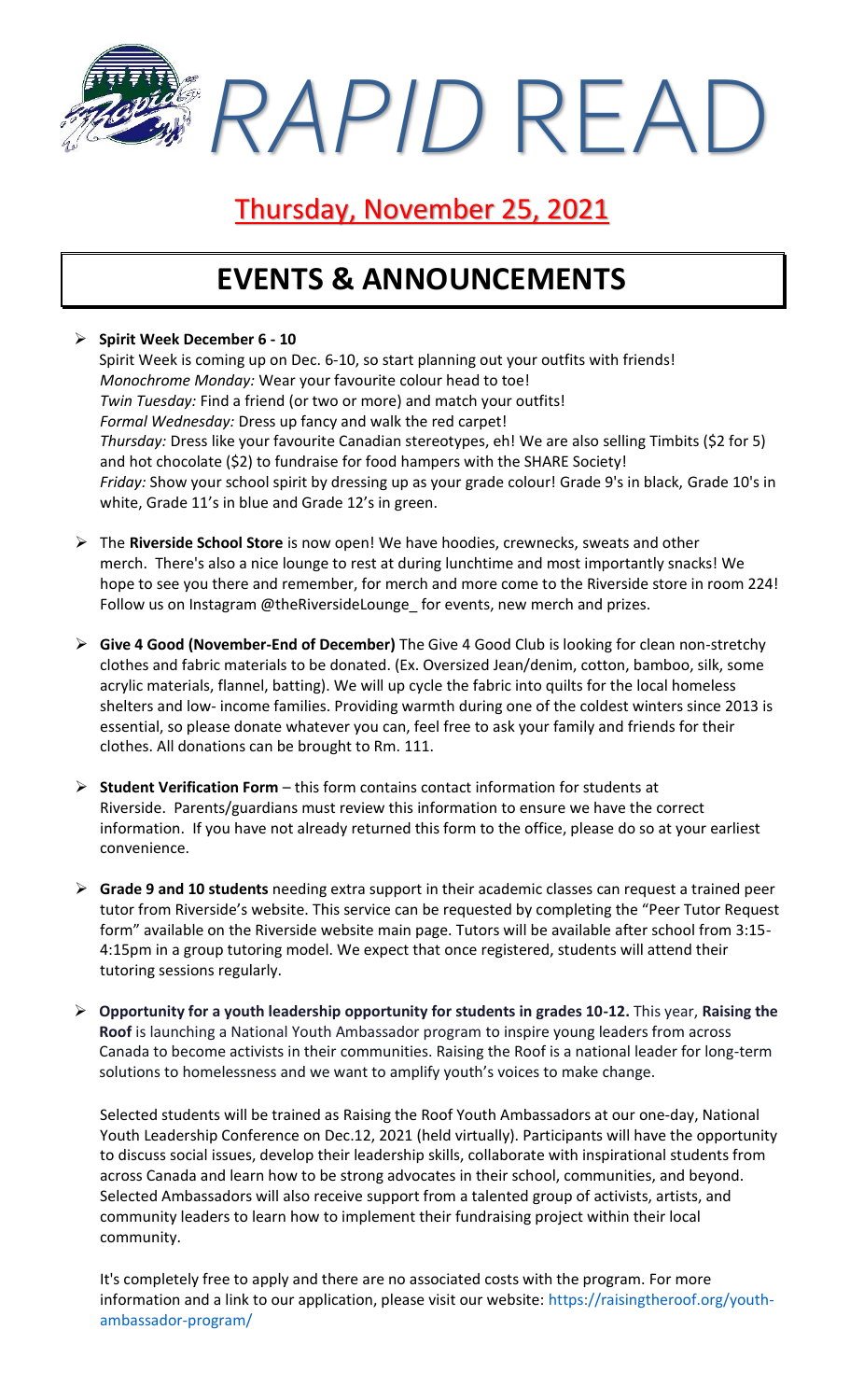# *RAPID* READ

## Thursday, November 25, 2021

# EVENTS & ANNOUNCEMENTS

- **Spirit Week December 6 - 10**
  Spirit Week is coming up on Dec. 6-10, so start planning out your outfits with friends!
  *Monochrome Monday:* Wear your favourite colour head to toe!
  *Twin Tuesday:* Find a friend (or two or more) and match your outfits!
  *Formal Wednesday:* Dress up fancy and walk the red carpet!
  *Thursday:* Dress like your favourite Canadian stereotypes, eh! We are also selling Timbits ($2 for 5) and hot chocolate ($2) to fundraise for food hampers with the SHARE Society!
  *Friday:* Show your school spirit by dressing up as your grade colour! Grade 9's in black, Grade 10's in white, Grade 11's in blue and Grade 12's in green.

- The **Riverside School Store** is now open! We have hoodies, crewnecks, sweats and other merch. There's also a nice lounge to rest at during lunchtime and most importantly snacks! We hope to see you there and remember, for merch and more come to the Riverside store in room 224! Follow us on Instagram @theRiversideLounge_ for events, new merch and prizes.

- **Give 4 Good (November-End of December)** The Give 4 Good Club is looking for clean non-stretchy clothes and fabric materials to be donated. (Ex. Oversized Jean/denim, cotton, bamboo, silk, some acrylic materials, flannel, batting). We will up cycle the fabric into quilts for the local homeless shelters and low- income families. Providing warmth during one of the coldest winters since 2013 is essential, so please donate whatever you can, feel free to ask your family and friends for their clothes. All donations can be brought to Rm. 111.

- **Student Verification Form** – this form contains contact information for students at Riverside. Parents/guardians must review this information to ensure we have the correct information. If you have not already returned this form to the office, please do so at your earliest convenience.

- **Grade 9 and 10 students** needing extra support in their academic classes can request a trained peer tutor from Riverside's website. This service can be requested by completing the "Peer Tutor Request form" available on the Riverside website main page. Tutors will be available after school from 3:15-4:15pm in a group tutoring model. We expect that once registered, students will attend their tutoring sessions regularly.

- **Opportunity for a youth leadership opportunity for students in grades 10-12.** This year, **Raising the Roof** is launching a National Youth Ambassador program to inspire young leaders from across Canada to become activists in their communities. Raising the Roof is a national leader for long-term solutions to homelessness and we want to amplify youth's voices to make change.

  Selected students will be trained as Raising the Roof Youth Ambassadors at our one-day, National Youth Leadership Conference on Dec.12, 2021 (held virtually). Participants will have the opportunity to discuss social issues, develop their leadership skills, collaborate with inspirational students from across Canada and learn how to be strong advocates in their school, communities, and beyond. Selected Ambassadors will also receive support from a talented group of activists, artists, and community leaders to learn how to implement their fundraising project within their local community.

  It's completely free to apply and there are no associated costs with the program. For more information and a link to our application, please visit our website: https://raisingtheroof.org/youth-ambassador-program/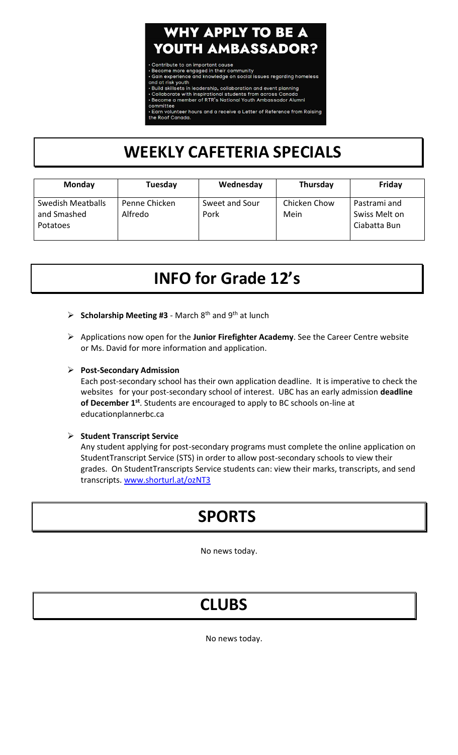## WHY APPLY TO BE A YOUTH AMBASSADOR?

- Contribute to an important cause
- Become more engaged in their community
- Gain experience and knowledge on social issues regarding homeless and at risk youth
- Build skillsets in leadership, collaboration and event planning
- Collaborate with inspirational students from across Canada
- Become a member of RTR's National Youth Ambassador Alumni committee
- Earn volunteer hours and a receive a Letter of Reference from Raising the Roof Canada.

# WEEKLY CAFETERIA SPECIALS

| Monday | Tuesday | Wednesday | Thursday | Friday |
|---|---|---|---|---|
| Swedish Meatballs and Smashed Potatoes | Penne Chicken Alfredo | Sweet and Sour Pork | Chicken Chow Mein | Pastrami and Swiss Melt on Ciabatta Bun |

# INFO for Grade 12's

- **Scholarship Meeting #3** - March 8th and 9th at lunch
- Applications now open for the **Junior Firefighter Academy**. See the Career Centre website or Ms. David for more information and application.
- **Post-Secondary Admission**

  Each post-secondary school has their own application deadline. It is imperative to check the websites for your post-secondary school of interest. UBC has an early admission **deadline of December 1st**. Students are encouraged to apply to BC schools on-line at educationplannerbc.ca
- **Student Transcript Service**

  Any student applying for post-secondary programs must complete the online application on StudentTranscript Service (STS) in order to allow post-secondary schools to view their grades. On StudentTranscripts Service students can: view their marks, transcripts, and send transcripts. www.shorturl.at/ozNT3

# SPORTS

No news today.

# CLUBS

No news today.